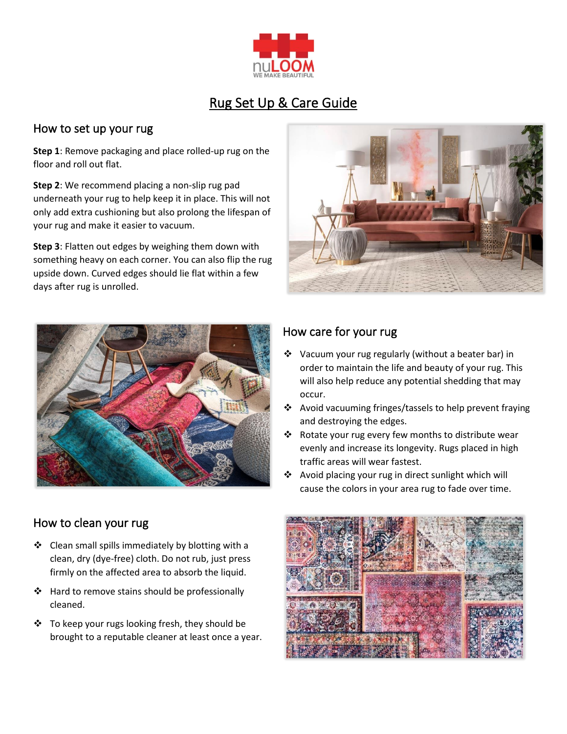nuLOOM
WE MAKE BEAUTIFUL

# Rug Set Up & Care Guide

## How to set up your rug

**Step 1**: Remove packaging and place rolled-up rug on the floor and roll out flat.

**Step 2**: We recommend placing a non-slip rug pad underneath your rug to help keep it in place. This will not only add extra cushioning but also prolong the lifespan of your rug and make it easier to vacuum.

**Step 3**: Flatten out edges by weighing them down with something heavy on each corner. You can also flip the rug upside down. Curved edges should lie flat within a few days after rug is unrolled.

## How care for your rug

- Vacuum your rug regularly (without a beater bar) in order to maintain the life and beauty of your rug. This will also help reduce any potential shedding that may occur.
- Avoid vacuuming fringes/tassels to help prevent fraying and destroying the edges.
- Rotate your rug every few months to distribute wear evenly and increase its longevity. Rugs placed in high traffic areas will wear fastest.
- Avoid placing your rug in direct sunlight which will cause the colors in your area rug to fade over time.

## How to clean your rug

- Clean small spills immediately by blotting with a clean, dry (dye-free) cloth. Do not rub, just press firmly on the affected area to absorb the liquid.
- Hard to remove stains should be professionally cleaned.
- To keep your rugs looking fresh, they should be brought to a reputable cleaner at least once a year.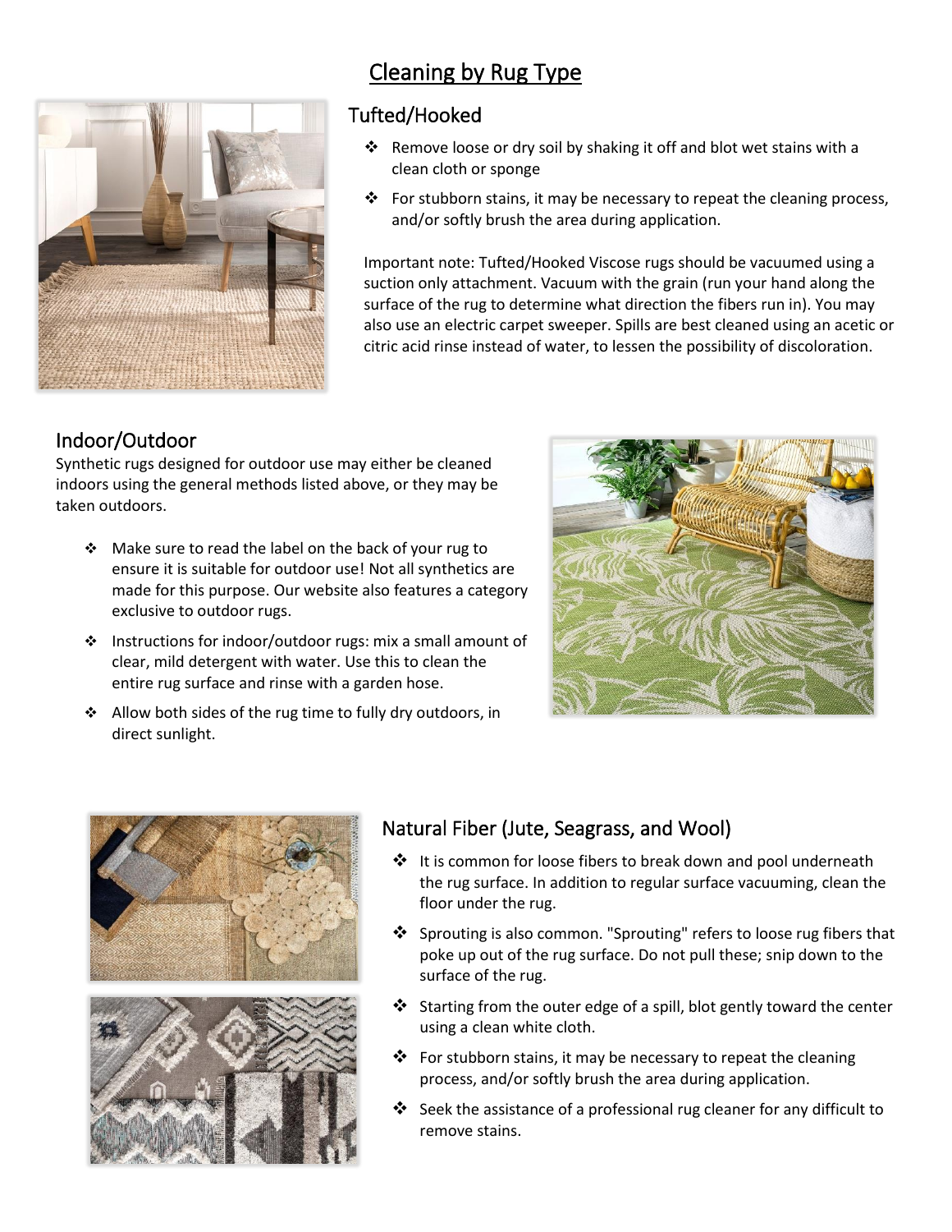# Cleaning by Rug Type

## Tufted/Hooked

- Remove loose or dry soil by shaking it off and blot wet stains with a clean cloth or sponge
- For stubborn stains, it may be necessary to repeat the cleaning process, and/or softly brush the area during application.

Important note: Tufted/Hooked Viscose rugs should be vacuumed using a suction only attachment. Vacuum with the grain (run your hand along the surface of the rug to determine what direction the fibers run in). You may also use an electric carpet sweeper. Spills are best cleaned using an acetic or citric acid rinse instead of water, to lessen the possibility of discoloration.

## Indoor/Outdoor

Synthetic rugs designed for outdoor use may either be cleaned indoors using the general methods listed above, or they may be taken outdoors.

- Make sure to read the label on the back of your rug to ensure it is suitable for outdoor use! Not all synthetics are made for this purpose. Our website also features a category exclusive to outdoor rugs.
- Instructions for indoor/outdoor rugs: mix a small amount of clear, mild detergent with water. Use this to clean the entire rug surface and rinse with a garden hose.
- Allow both sides of the rug time to fully dry outdoors, in direct sunlight.

## Natural Fiber (Jute, Seagrass, and Wool)

- It is common for loose fibers to break down and pool underneath the rug surface. In addition to regular surface vacuuming, clean the floor under the rug.
- Sprouting is also common. "Sprouting" refers to loose rug fibers that poke up out of the rug surface. Do not pull these; snip down to the surface of the rug.
- Starting from the outer edge of a spill, blot gently toward the center using a clean white cloth.
- For stubborn stains, it may be necessary to repeat the cleaning process, and/or softly brush the area during application.
- Seek the assistance of a professional rug cleaner for any difficult to remove stains.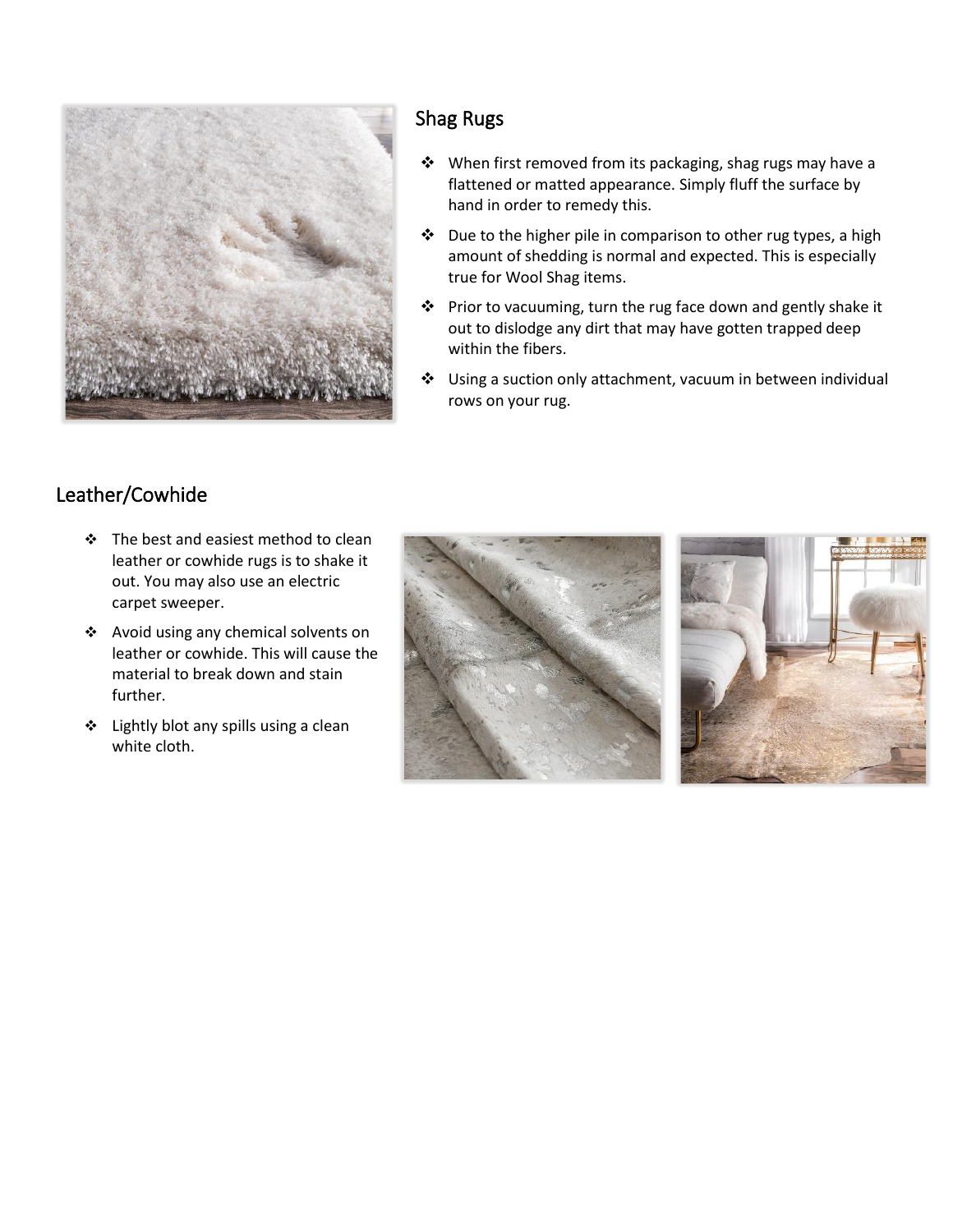## Shag Rugs

- When first removed from its packaging, shag rugs may have a flattened or matted appearance. Simply fluff the surface by hand in order to remedy this.
- Due to the higher pile in comparison to other rug types, a high amount of shedding is normal and expected. This is especially true for Wool Shag items.
- Prior to vacuuming, turn the rug face down and gently shake it out to dislodge any dirt that may have gotten trapped deep within the fibers.
- Using a suction only attachment, vacuum in between individual rows on your rug.

## Leather/Cowhide

- The best and easiest method to clean leather or cowhide rugs is to shake it out. You may also use an electric carpet sweeper.
- Avoid using any chemical solvents on leather or cowhide. This will cause the material to break down and stain further.
- Lightly blot any spills using a clean white cloth.